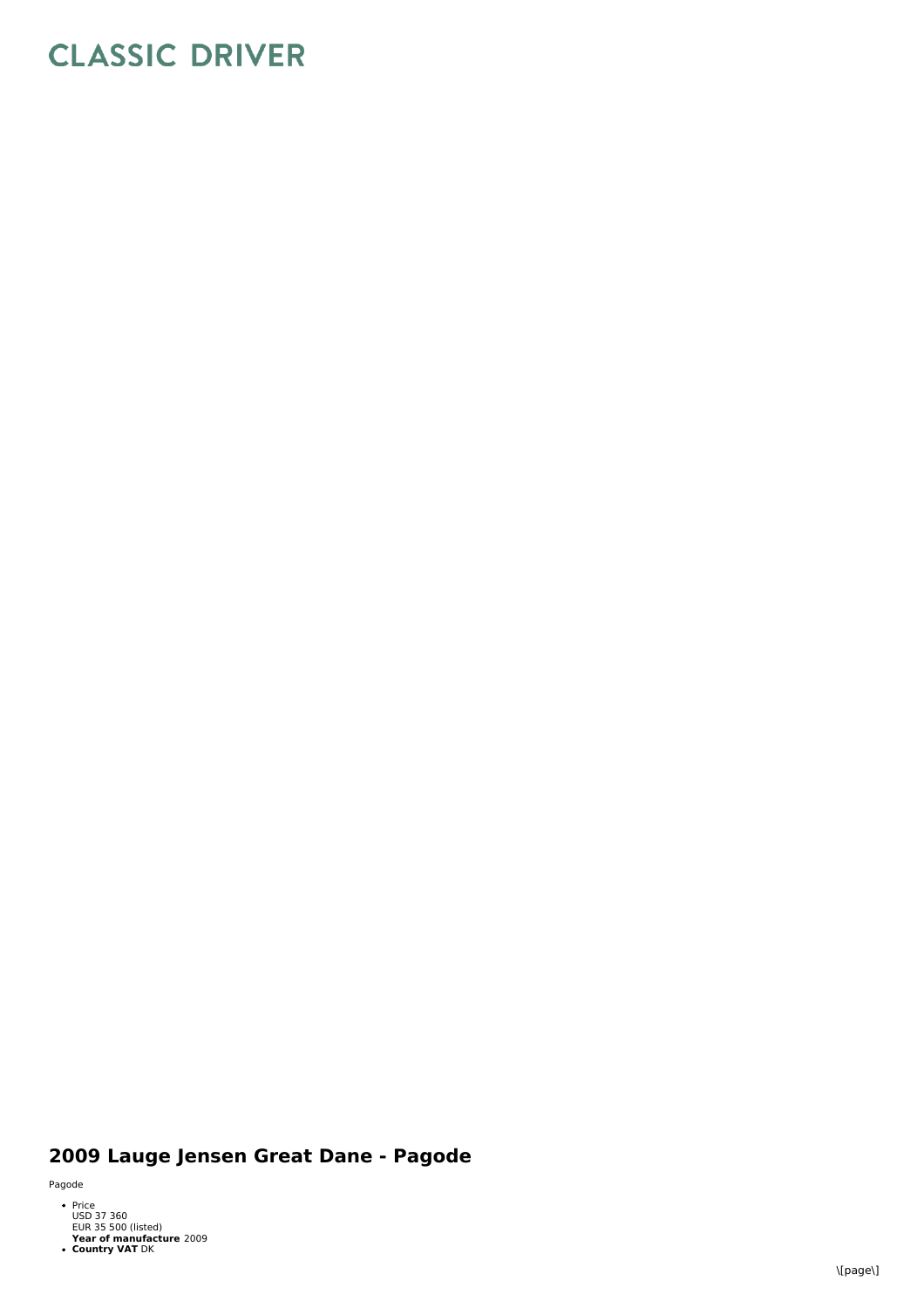# CLASSIC DRIVER

## 2009 Lauge Jensen Great Dane - Pagode

Pagode

- Price
  USD 37 360
  EUR 35 500 (listed)
  **Year of manufacture** 2009
- **Country VAT** DK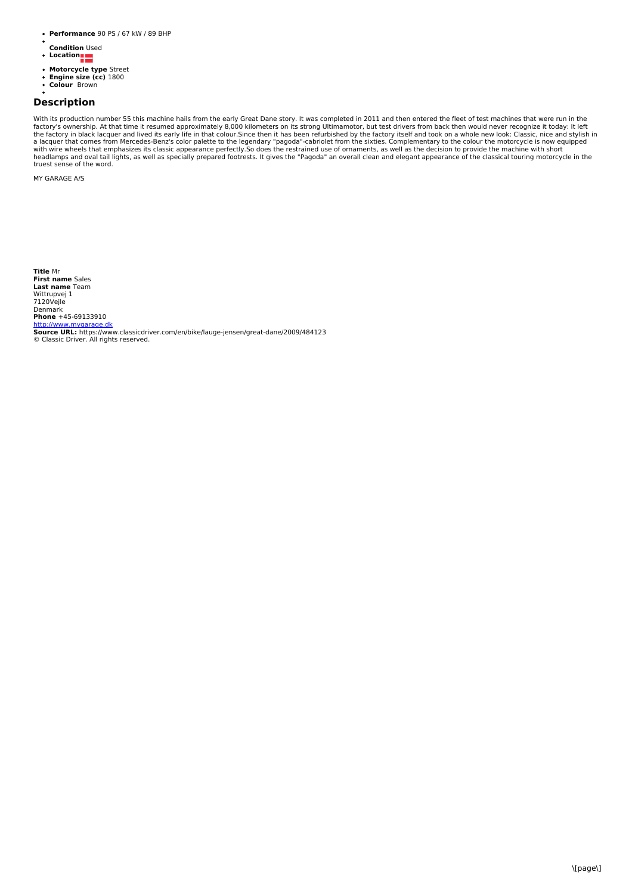- **Performance** 90 PS / 67 kW / 89 BHP
- 
  **Condition** Used
- **Location**
- **Motorcycle type** Street
- **Engine size (cc)** 1800
- **Colour** Brown
- 

## Description

With its production number 55 this machine hails from the early Great Dane story. It was completed in 2011 and then entered the fleet of test machines that were run in the factory's ownership. At that time it resumed approximately 8,000 kilometers on its strong Ultimamotor, but test drivers from back then would never recognize it today: It left the factory in black lacquer and lived its early life in that colour.Since then it has been refurbished by the factory itself and took on a whole new look: Classic, nice and stylish in a lacquer that comes from Mercedes-Benz's color palette to the legendary "pagoda"-cabriolet from the sixties. Complementary to the colour the motorcycle is now equipped with wire wheels that emphasizes its classic appearance perfectly.So does the restrained use of ornaments, as well as the decision to provide the machine with short headlamps and oval tail lights, as well as specially prepared footrests. It gives the "Pagoda" an overall clean and elegant appearance of the classical touring motorcycle in the truest sense of the word.

MY GARAGE A/S

**Title** Mr
**First name** Sales
**Last name** Team
Wittrupvej 1
7120Vejle
Denmark
**Phone** +45-69133910
http://www.mygarage.dk
**Source URL:** https://www.classicdriver.com/en/bike/lauge-jensen/great-dane/2009/484123
© Classic Driver. All rights reserved.